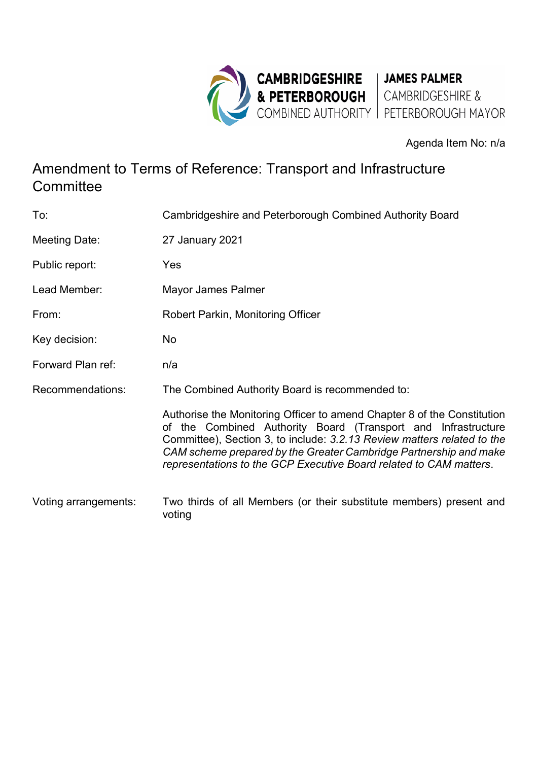CAMBRIDGESHIRE & PETERBOROUGH COMBINED AUTHORITY | JAMES PALMER CAMBRIDGESHIRE & PETERBOROUGH MAYOR

Agenda Item No: n/a

# Amendment to Terms of Reference: Transport and Infrastructure Committee

To: Cambridgeshire and Peterborough Combined Authority Board

Meeting Date: 27 January 2021

Public report: Yes

Lead Member: Mayor James Palmer

From: Robert Parkin, Monitoring Officer

Key decision: No

Forward Plan ref: n/a

Recommendations: The Combined Authority Board is recommended to:

Authorise the Monitoring Officer to amend Chapter 8 of the Constitution of the Combined Authority Board (Transport and Infrastructure Committee), Section 3, to include: *3.2.13 Review matters related to the CAM scheme prepared by the Greater Cambridge Partnership and make representations to the GCP Executive Board related to CAM matters*.

Voting arrangements: Two thirds of all Members (or their substitute members) present and voting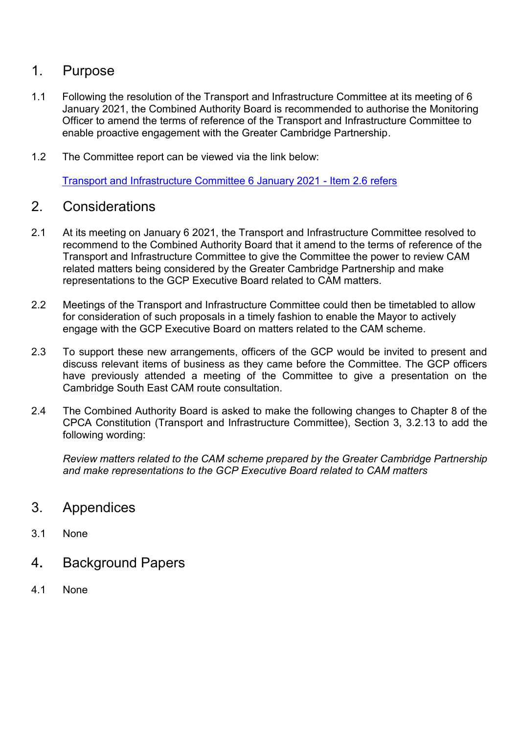## 1. Purpose

1.1 Following the resolution of the Transport and Infrastructure Committee at its meeting of 6 January 2021, the Combined Authority Board is recommended to authorise the Monitoring Officer to amend the terms of reference of the Transport and Infrastructure Committee to enable proactive engagement with the Greater Cambridge Partnership.

1.2 The Committee report can be viewed via the link below:

[Transport and Infrastructure Committee 6 January 2021 - Item 2.6 refers]

## 2. Considerations

2.1 At its meeting on January 6 2021, the Transport and Infrastructure Committee resolved to recommend to the Combined Authority Board that it amend to the terms of reference of the Transport and Infrastructure Committee to give the Committee the power to review CAM related matters being considered by the Greater Cambridge Partnership and make representations to the GCP Executive Board related to CAM matters.

2.2 Meetings of the Transport and Infrastructure Committee could then be timetabled to allow for consideration of such proposals in a timely fashion to enable the Mayor to actively engage with the GCP Executive Board on matters related to the CAM scheme.

2.3 To support these new arrangements, officers of the GCP would be invited to present and discuss relevant items of business as they came before the Committee. The GCP officers have previously attended a meeting of the Committee to give a presentation on the Cambridge South East CAM route consultation.

2.4 The Combined Authority Board is asked to make the following changes to Chapter 8 of the CPCA Constitution (Transport and Infrastructure Committee), Section 3, 3.2.13 to add the following wording:

*Review matters related to the CAM scheme prepared by the Greater Cambridge Partnership and make representations to the GCP Executive Board related to CAM matters*

## 3. Appendices

3.1 None

## 4. Background Papers

4.1 None